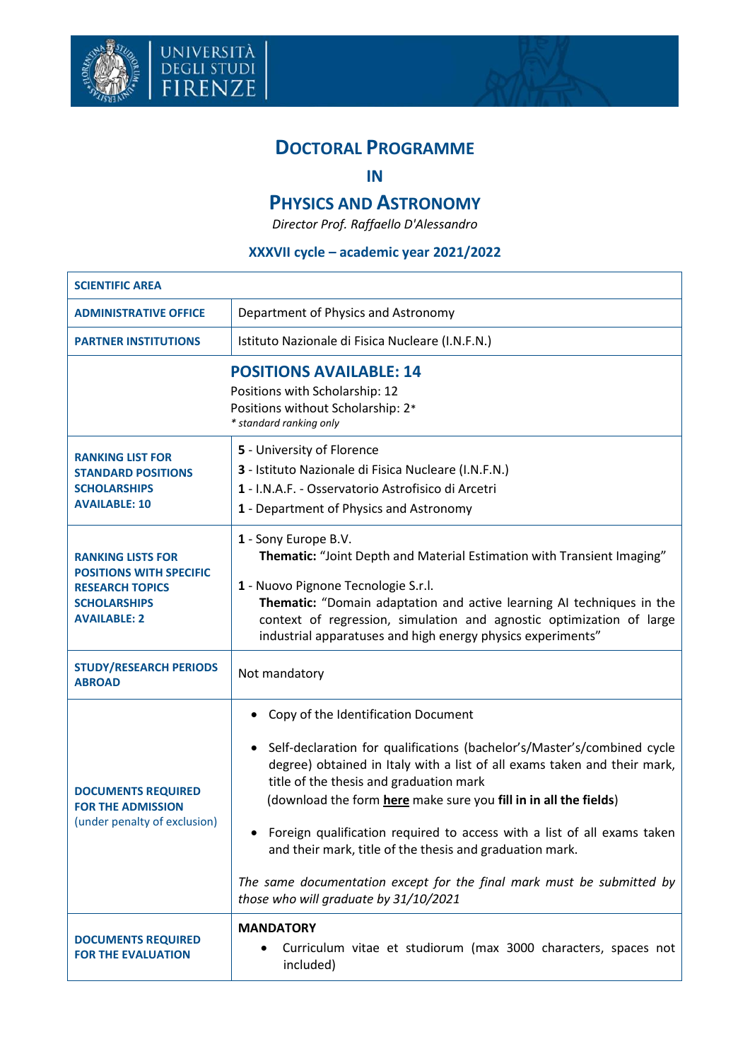# DOCTORAL PROGRAMME

## IN

# PHYSICS AND ASTRONOMY

*Director Prof. Raffaello D'Alessandro*

### XXXVII cycle – academic year 2021/2022

| SCIENTIFIC AREA | |
|---|---|
| ADMINISTRATIVE OFFICE | Department of Physics and Astronomy |
| PARTNER INSTITUTIONS | Istituto Nazionale di Fisica Nucleare (I.N.F.N.) |
| | **POSITIONS AVAILABLE: 14**<br>Positions with Scholarship: 12<br>Positions without Scholarship: 2*<br>*\* standard ranking only* |
| **RANKING LIST FOR STANDARD POSITIONS SCHOLARSHIPS AVAILABLE: 10** | **5** - University of Florence<br>**3** - Istituto Nazionale di Fisica Nucleare (I.N.F.N.)<br>**1** - I.N.A.F. - Osservatorio Astrofisico di Arcetri<br>**1** - Department of Physics and Astronomy |
| **RANKING LISTS FOR POSITIONS WITH SPECIFIC RESEARCH TOPICS SCHOLARSHIPS AVAILABLE: 2** | **1** - Sony Europe B.V.<br>**Thematic:** "Joint Depth and Material Estimation with Transient Imaging"<br>**1** - Nuovo Pignone Tecnologie S.r.l.<br>**Thematic:** "Domain adaptation and active learning AI techniques in the context of regression, simulation and agnostic optimization of large industrial apparatuses and high energy physics experiments" |
| **STUDY/RESEARCH PERIODS ABROAD** | Not mandatory |
| **DOCUMENTS REQUIRED FOR THE ADMISSION** (under penalty of exclusion) | • Copy of the Identification Document<br>• Self-declaration for qualifications (bachelor's/Master's/combined cycle degree) obtained in Italy with a list of all exams taken and their mark, title of the thesis and graduation mark (download the form **here** make sure you **fill in in all the fields**)<br>• Foreign qualification required to access with a list of all exams taken and their mark, title of the thesis and graduation mark.<br>*The same documentation except for the final mark must be submitted by those who will graduate by 31/10/2021* |
| **DOCUMENTS REQUIRED FOR THE EVALUATION** | **MANDATORY**<br>• Curriculum vitae et studiorum (max 3000 characters, spaces not included) |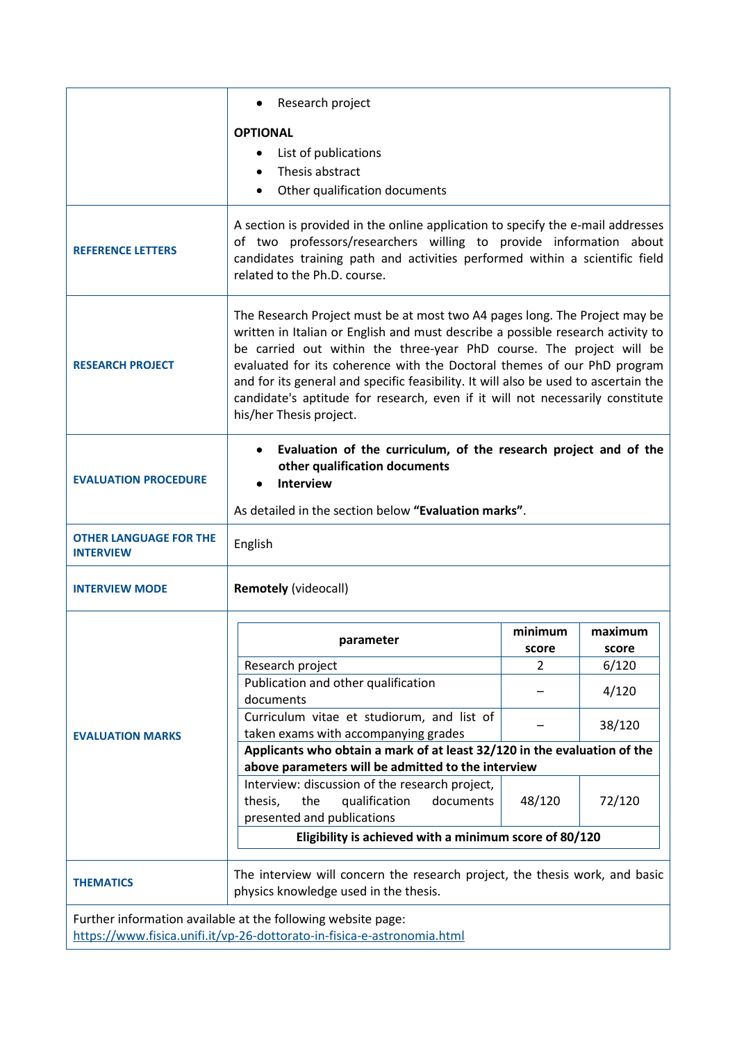| | |
|---|---|
| | • Research project<br><br>**OPTIONAL**<br>• List of publications<br>• Thesis abstract<br>• Other qualification documents |
| **REFERENCE LETTERS** | A section is provided in the online application to specify the e-mail addresses of two professors/researchers willing to provide information about candidates training path and activities performed within a scientific field related to the Ph.D. course. |
| **RESEARCH PROJECT** | The Research Project must be at most two A4 pages long. The Project may be written in Italian or English and must describe a possible research activity to be carried out within the three-year PhD course. The project will be evaluated for its coherence with the Doctoral themes of our PhD program and for its general and specific feasibility. It will also be used to ascertain the candidate's aptitude for research, even if it will not necessarily constitute his/her Thesis project. |
| **EVALUATION PROCEDURE** | • **Evaluation of the curriculum, of the research project and of the other qualification documents**<br>• **Interview**<br><br>As detailed in the section below **"Evaluation marks"**. |
| **OTHER LANGUAGE FOR THE INTERVIEW** | English |
| **INTERVIEW MODE** | **Remotely** (videocall) |
| **EVALUATION MARKS** | See table below |
| **THEMATICS** | The interview will concern the research project, the thesis work, and basic physics knowledge used in the thesis. |

**EVALUATION MARKS**

| parameter | minimum score | maximum score |
|---|---|---|
| Research project | 2 | 6/120 |
| Publication and other qualification documents | – | 4/120 |
| Curriculum vitae et studiorum, and list of taken exams with accompanying grades | – | 38/120 |
| **Applicants who obtain a mark of at least 32/120 in the evaluation of the above parameters will be admitted to the interview** | | |
| Interview: discussion of the research project, thesis, the qualification documents presented and publications | 48/120 | 72/120 |
| **Eligibility is achieved with a minimum score of 80/120** | | |

Further information available at the following website page:
https://www.fisica.unifi.it/vp-26-dottorato-in-fisica-e-astronomia.html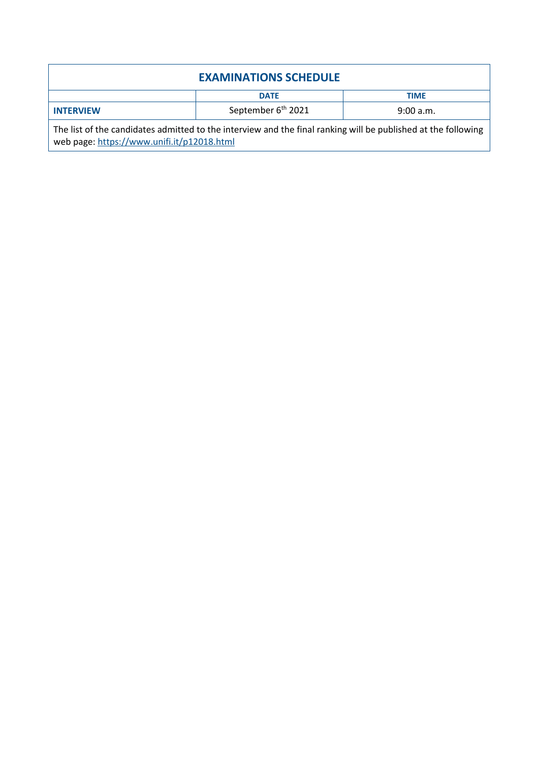| EXAMINATIONS SCHEDULE | | |
|---|---|---|
| | **DATE** | **TIME** |
| **INTERVIEW** | September 6th 2021 | 9:00 a.m. |
| The list of the candidates admitted to the interview and the final ranking will be published at the following web page: https://www.unifi.it/p12018.html | | |